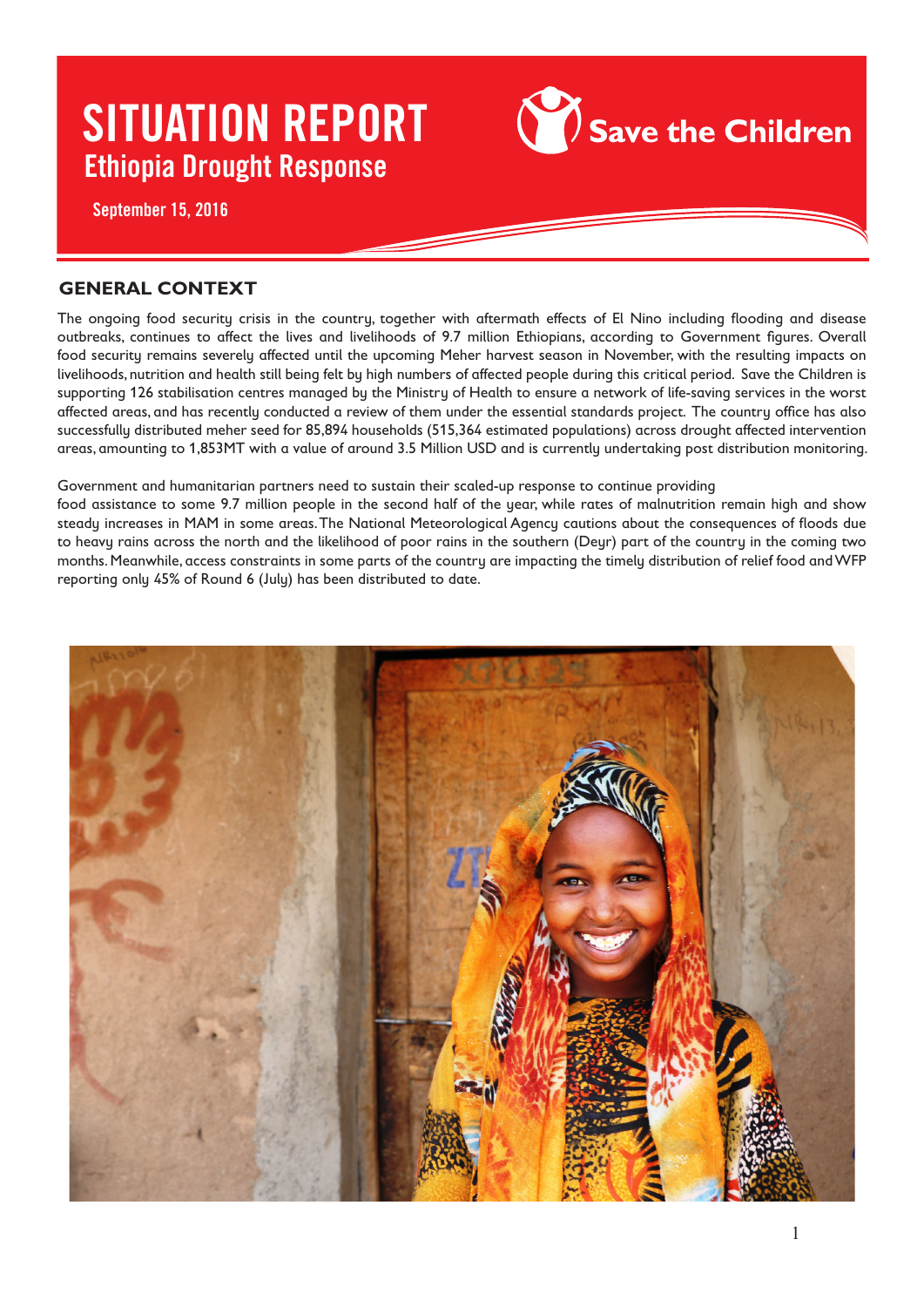# SITUATION REPORT

## Ethiopia Drought Response

September 15, 2016

Save the Children

### GENERAL CONTEXT

The ongoing food security crisis in the country, together with aftermath effects of El Nino including flooding and disease outbreaks, continues to affect the lives and livelihoods of 9.7 million Ethiopians, according to Government figures. Overall food security remains severely affected until the upcoming Meher harvest season in November, with the resulting impacts on livelihoods, nutrition and health still being felt by high numbers of affected people during this critical period. Save the Children is supporting 126 stabilisation centres managed by the Ministry of Health to ensure a network of life-saving services in the worst affected areas, and has recently conducted a review of them under the essential standards project. The country office has also successfully distributed meher seed for 85,894 households (515,364 estimated populations) across drought affected intervention areas, amounting to 1,853MT with a value of around 3.5 Million USD and is currently undertaking post distribution monitoring.

Government and humanitarian partners need to sustain their scaled-up response to continue providing food assistance to some 9.7 million people in the second half of the year, while rates of malnutrition remain high and show steady increases in MAM in some areas. The National Meteorological Agency cautions about the consequences of floods due to heavy rains across the north and the likelihood of poor rains in the southern (Deyr) part of the country in the coming two months. Meanwhile, access constraints in some parts of the country are impacting the timely distribution of relief food and WFP reporting only 45% of Round 6 (July) has been distributed to date.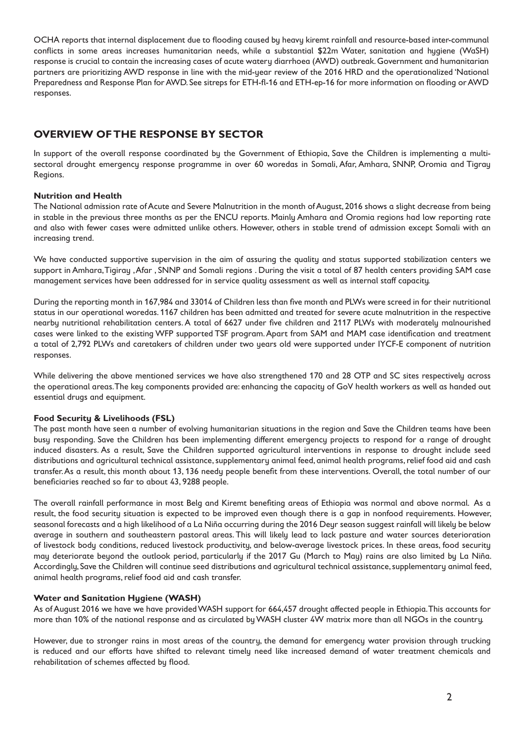OCHA reports that internal displacement due to flooding caused by heavy kiremt rainfall and resource-based inter-communal conflicts in some areas increases humanitarian needs, while a substantial $22m Water, sanitation and hygiene (WaSH) response is crucial to contain the increasing cases of acute watery diarrhoea (AWD) outbreak. Government and humanitarian partners are prioritizing AWD response in line with the mid-year review of the 2016 HRD and the operationalized 'National Preparedness and Response Plan for AWD. See sitreps for ETH-fl-16 and ETH-ep-16 for more information on flooding or AWD responses.

## OVERVIEW OF THE RESPONSE BY SECTOR

In support of the overall response coordinated by the Government of Ethiopia, Save the Children is implementing a multi-sectoral drought emergency response programme in over 60 woredas in Somali, Afar, Amhara, SNNP, Oromia and Tigray Regions.

### Nutrition and Health

The National admission rate of Acute and Severe Malnutrition in the month of August, 2016 shows a slight decrease from being in stable in the previous three months as per the ENCU reports. Mainly Amhara and Oromia regions had low reporting rate and also with fewer cases were admitted unlike others. However, others in stable trend of admission except Somali with an increasing trend.

We have conducted supportive supervision in the aim of assuring the quality and status supported stabilization centers we support in Amhara, Tigiray , Afar , SNNP and Somali regions . During the visit a total of 87 health centers providing SAM case management services have been addressed for in service quality assessment as well as internal staff capacity.

During the reporting month in 167,984 and 33014 of Children less than five month and PLWs were screed in for their nutritional status in our operational woredas. 1167 children has been admitted and treated for severe acute malnutrition in the respective nearby nutritional rehabilitation centers. A total of 6627 under five children and 2117 PLWs with moderately malnourished cases were linked to the existing WFP supported TSF program. Apart from SAM and MAM case identification and treatment a total of 2,792 PLWs and caretakers of children under two years old were supported under IYCF-E component of nutrition responses.

While delivering the above mentioned services we have also strengthened 170 and 28 OTP and SC sites respectively across the operational areas. The key components provided are: enhancing the capacity of GoV health workers as well as handed out essential drugs and equipment.

### Food Security & Livelihoods (FSL)

The past month have seen a number of evolving humanitarian situations in the region and Save the Children teams have been busy responding. Save the Children has been implementing different emergency projects to respond for a range of drought induced disasters. As a result, Save the Children supported agricultural interventions in response to drought include seed distributions and agricultural technical assistance, supplementary animal feed, animal health programs, relief food aid and cash transfer. As a result, this month about 13, 136 needy people benefit from these interventions. Overall, the total number of our beneficiaries reached so far to about 43, 9288 people.

The overall rainfall performance in most Belg and Kiremt benefiting areas of Ethiopia was normal and above normal. As a result, the food security situation is expected to be improved even though there is a gap in nonfood requirements. However, seasonal forecasts and a high likelihood of a La Niña occurring during the 2016 Deyr season suggest rainfall will likely be below average in southern and southeastern pastoral areas. This will likely lead to lack pasture and water sources deterioration of livestock body conditions, reduced livestock productivity, and below-average livestock prices. In these areas, food security may deteriorate beyond the outlook period, particularly if the 2017 Gu (March to May) rains are also limited by La Niña. Accordingly, Save the Children will continue seed distributions and agricultural technical assistance, supplementary animal feed, animal health programs, relief food aid and cash transfer.

### Water and Sanitation Hygiene (WASH)

As of August 2016 we have we have provided WASH support for 664,457 drought affected people in Ethiopia. This accounts for more than 10% of the national response and as circulated by WASH cluster 4W matrix more than all NGOs in the country.

However, due to stronger rains in most areas of the country, the demand for emergency water provision through trucking is reduced and our efforts have shifted to relevant timely need like increased demand of water treatment chemicals and rehabilitation of schemes affected by flood.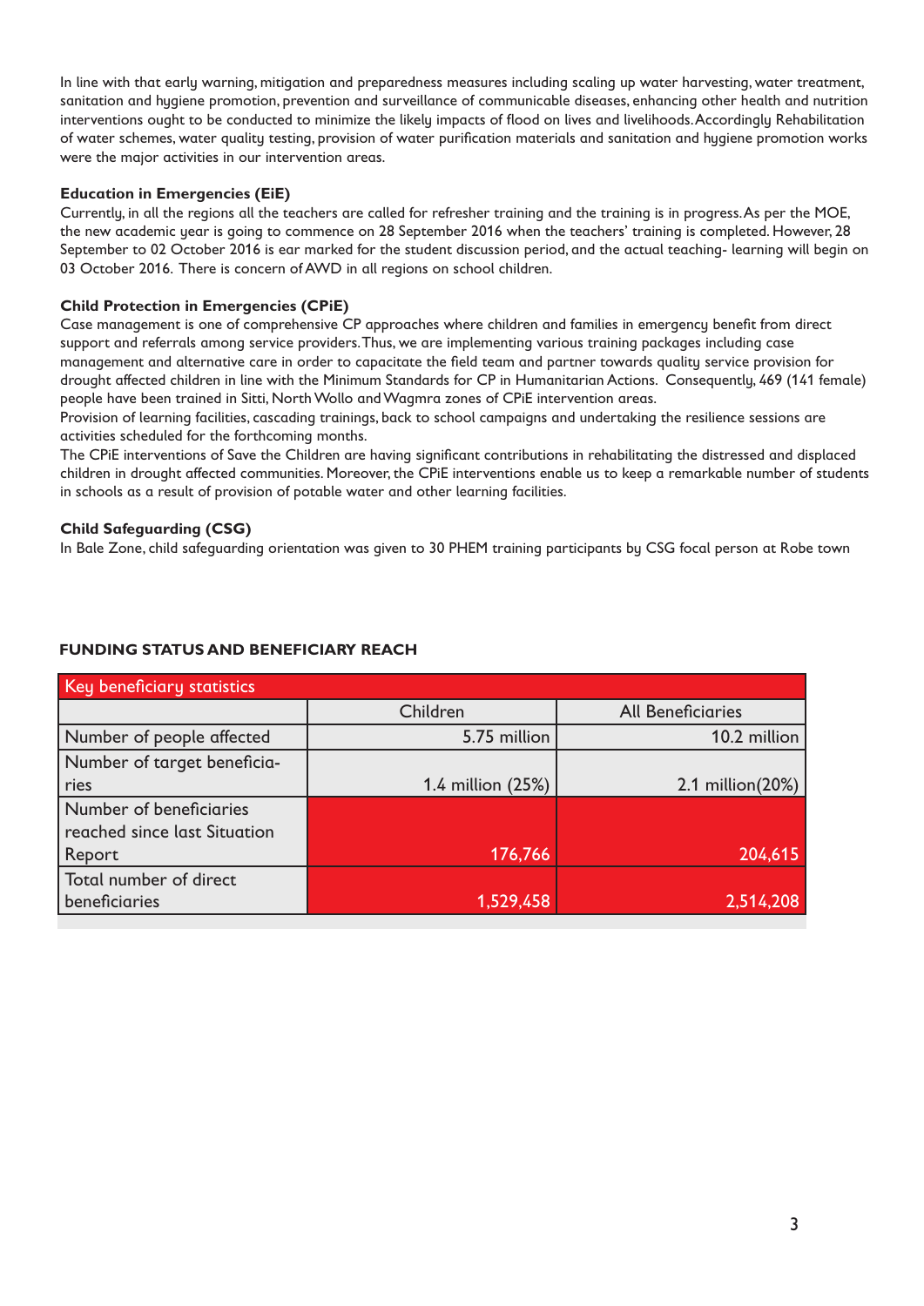In line with that early warning, mitigation and preparedness measures including scaling up water harvesting, water treatment, sanitation and hygiene promotion, prevention and surveillance of communicable diseases, enhancing other health and nutrition interventions ought to be conducted to minimize the likely impacts of flood on lives and livelihoods. Accordingly Rehabilitation of water schemes, water quality testing, provision of water purification materials and sanitation and hygiene promotion works were the major activities in our intervention areas.

**Education in Emergencies (EiE)**

Currently, in all the regions all the teachers are called for refresher training and the training is in progress. As per the MOE, the new academic year is going to commence on 28 September 2016 when the teachers' training is completed. However, 28 September to 02 October 2016 is ear marked for the student discussion period, and the actual teaching- learning will begin on 03 October 2016. There is concern of AWD in all regions on school children.

**Child Protection in Emergencies (CPiE)**

Case management is one of comprehensive CP approaches where children and families in emergency benefit from direct support and referrals among service providers. Thus, we are implementing various training packages including case management and alternative care in order to capacitate the field team and partner towards quality service provision for drought affected children in line with the Minimum Standards for CP in Humanitarian Actions. Consequently, 469 (141 female) people have been trained in Sitti, North Wollo and Wagmra zones of CPiE intervention areas.

Provision of learning facilities, cascading trainings, back to school campaigns and undertaking the resilience sessions are activities scheduled for the forthcoming months.

The CPiE interventions of Save the Children are having significant contributions in rehabilitating the distressed and displaced children in drought affected communities. Moreover, the CPiE interventions enable us to keep a remarkable number of students in schools as a result of provision of potable water and other learning facilities.

**Child Safeguarding (CSG)**

In Bale Zone, child safeguarding orientation was given to 30 PHEM training participants by CSG focal person at Robe town

## FUNDING STATUS AND BENEFICIARY REACH

| Key beneficiary statistics | | |
|---|---|---|
| | Children | All Beneficiaries |
| Number of people affected | 5.75 million | 10.2 million |
| Number of target beneficiaries | 1.4 million (25%) | 2.1 million(20%) |
| Number of beneficiaries reached since last Situation Report | 176,766 | 204,615 |
| Total number of direct beneficiaries | 1,529,458 | 2,514,208 |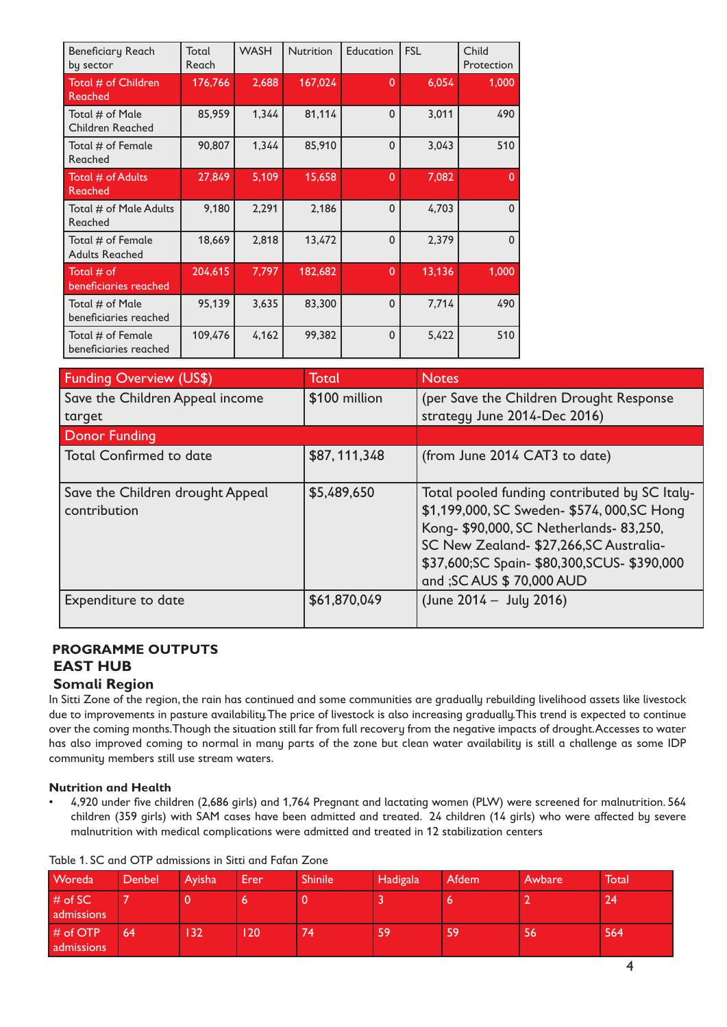| Beneficiary Reach by sector | Total Reach | WASH | Nutrition | Education | FSL | Child Protection |
|---|---|---|---|---|---|---|
| Total # of Children Reached | 176,766 | 2,688 | 167,024 | 0 | 6,054 | 1,000 |
| Total # of Male Children Reached | 85,959 | 1,344 | 81,114 | 0 | 3,011 | 490 |
| Total # of Female Reached | 90,807 | 1,344 | 85,910 | 0 | 3,043 | 510 |
| Total # of Adults Reached | 27,849 | 5,109 | 15,658 | 0 | 7,082 | 0 |
| Total # of Male Adults Reached | 9,180 | 2,291 | 2,186 | 0 | 4,703 | 0 |
| Total # of Female Adults Reached | 18,669 | 2,818 | 13,472 | 0 | 2,379 | 0 |
| Total # of beneficiaries reached | 204,615 | 7,797 | 182,682 | 0 | 13,136 | 1,000 |
| Total # of Male beneficiaries reached | 95,139 | 3,635 | 83,300 | 0 | 7,714 | 490 |
| Total # of Female beneficiaries reached | 109,476 | 4,162 | 99,382 | 0 | 5,422 | 510 |

| Funding Overview (US$) | Total | Notes |
|---|---|---|
| Save the Children Appeal income target | $100 million | (per Save the Children Drought Response strategy June 2014-Dec 2016) |
| Donor Funding | | |
| Total Confirmed to date | $87, 111,348 | (from June 2014 CAT3 to date) |
| Save the Children drought Appeal contribution | $5,489,650 | Total pooled funding contributed by SC Italy- $1,199,000, SC Sweden- $574, 000,SC Hong Kong- $90,000, SC Netherlands- 83,250, SC New Zealand- $27,266,SC Australia- $37,600;SC Spain- $80,300,SCUS- $390,000 and ;SC AUS $ 70,000 AUD |
| Expenditure to date | $61,870,049 | (June 2014 – July 2016) |

## PROGRAMME OUTPUTS

## EAST HUB

### Somali Region

In Sitti Zone of the region, the rain has continued and some communities are gradually rebuilding livelihood assets like livestock due to improvements in pasture availability. The price of livestock is also increasing gradually. This trend is expected to continue over the coming months. Though the situation still far from full recovery from the negative impacts of drought. Accesses to water has also improved coming to normal in many parts of the zone but clean water availability is still a challenge as some IDP community members still use stream waters.

**Nutrition and Health**

- 4,920 under five children (2,686 girls) and 1,764 Pregnant and lactating women (PLW) were screened for malnutrition. 564 children (359 girls) with SAM cases have been admitted and treated. 24 children (14 girls) who were affected by severe malnutrition with medical complications were admitted and treated in 12 stabilization centers

Table 1. SC and OTP admissions in Sitti and Fafan Zone

| Woreda | Denbel | Ayisha | Erer | Shinile | Hadigala | Afdem | Awbare | Total |
|---|---|---|---|---|---|---|---|---|
| # of SC admissions | 7 | 0 | 6 | 0 | 3 | 6 | 2 | 24 |
| # of OTP admissions | 64 | 132 | 120 | 74 | 59 | 59 | 56 | 564 |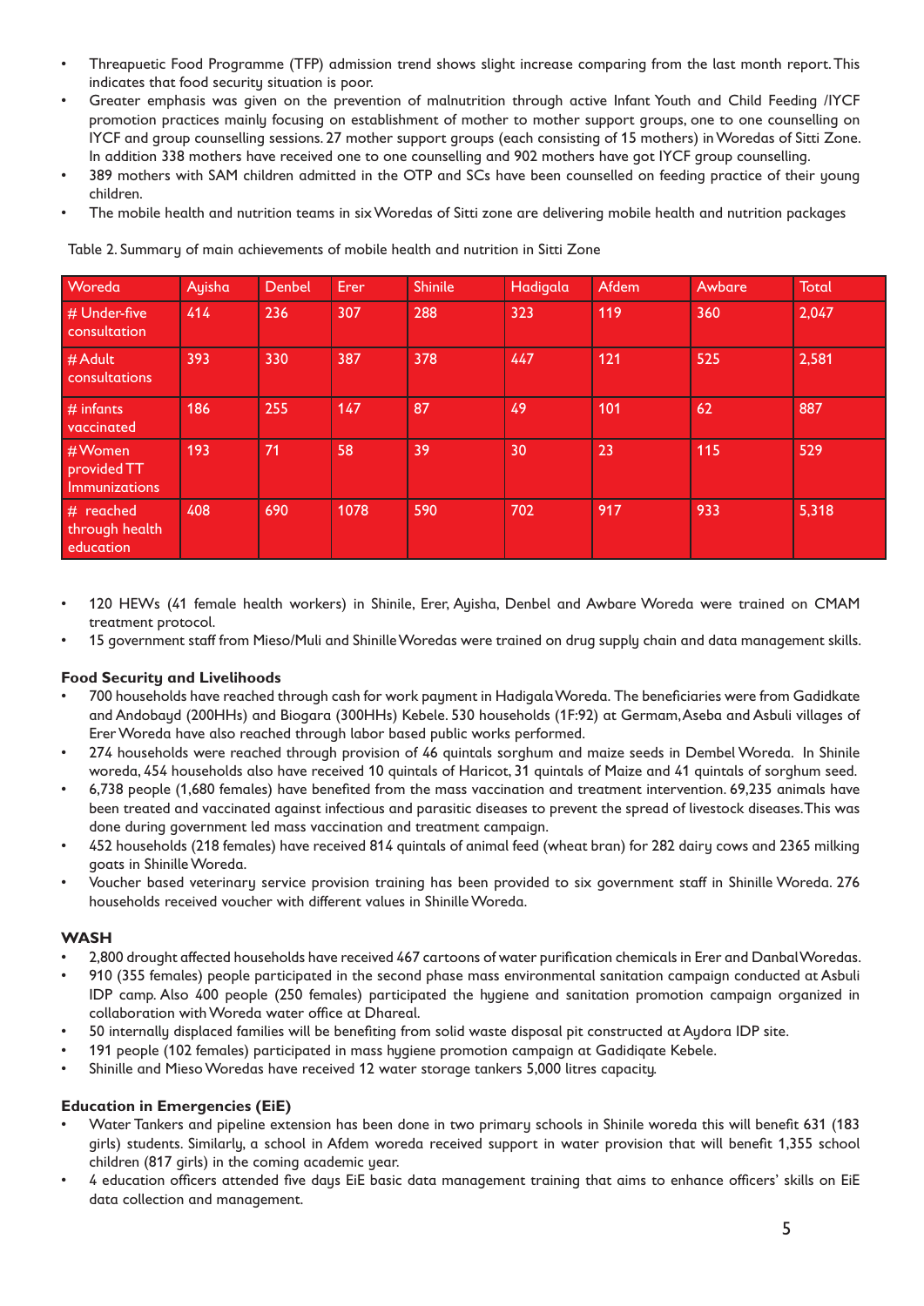- Threapuetic Food Programme (TFP) admission trend shows slight increase comparing from the last month report. This indicates that food security situation is poor.
- Greater emphasis was given on the prevention of malnutrition through active Infant Youth and Child Feeding /IYCF promotion practices mainly focusing on establishment of mother to mother support groups, one to one counselling on IYCF and group counselling sessions. 27 mother support groups (each consisting of 15 mothers) in Woredas of Sitti Zone. In addition 338 mothers have received one to one counselling and 902 mothers have got IYCF group counselling.
- 389 mothers with SAM children admitted in the OTP and SCs have been counselled on feeding practice of their young children.
- The mobile health and nutrition teams in six Woredas of Sitti zone are delivering mobile health and nutrition packages

Table 2. Summary of main achievements of mobile health and nutrition in Sitti Zone

| Woreda | Ayisha | Denbel | Erer | Shinile | Hadigala | Afdem | Awbare | Total |
|---|---|---|---|---|---|---|---|---|
| # Under-five consultation | 414 | 236 | 307 | 288 | 323 | 119 | 360 | 2,047 |
| # Adult consultations | 393 | 330 | 387 | 378 | 447 | 121 | 525 | 2,581 |
| # infants vaccinated | 186 | 255 | 147 | 87 | 49 | 101 | 62 | 887 |
| # Women provided TT Immunizations | 193 | 71 | 58 | 39 | 30 | 23 | 115 | 529 |
| # reached through health education | 408 | 690 | 1078 | 590 | 702 | 917 | 933 | 5,318 |

- 120 HEWs (41 female health workers) in Shinile, Erer, Ayisha, Denbel and Awbare Woreda were trained on CMAM treatment protocol.
- 15 government staff from Mieso/Muli and Shinille Woredas were trained on drug supply chain and data management skills.

### Food Security and Livelihoods

- 700 households have reached through cash for work payment in Hadigala Woreda. The beneficiaries were from Gadidkate and Andobayd (200HHs) and Biogara (300HHs) Kebele. 530 households (1F:92) at Germam, Aseba and Asbuli villages of Erer Woreda have also reached through labor based public works performed.
- 274 households were reached through provision of 46 quintals sorghum and maize seeds in Dembel Woreda. In Shinile woreda, 454 households also have received 10 quintals of Haricot, 31 quintals of Maize and 41 quintals of sorghum seed.
- 6,738 people (1,680 females) have benefited from the mass vaccination and treatment intervention. 69,235 animals have been treated and vaccinated against infectious and parasitic diseases to prevent the spread of livestock diseases. This was done during government led mass vaccination and treatment campaign.
- 452 households (218 females) have received 814 quintals of animal feed (wheat bran) for 282 dairy cows and 2365 milking goats in Shinille Woreda.
- Voucher based veterinary service provision training has been provided to six government staff in Shinille Woreda. 276 households received voucher with different values in Shinille Woreda.

### WASH

- 2,800 drought affected households have received 467 cartoons of water purification chemicals in Erer and Danbal Woredas.
- 910 (355 females) people participated in the second phase mass environmental sanitation campaign conducted at Asbuli IDP camp. Also 400 people (250 females) participated the hygiene and sanitation promotion campaign organized in collaboration with Woreda water office at Dhareal.
- 50 internally displaced families will be benefiting from solid waste disposal pit constructed at Aydora IDP site.
- 191 people (102 females) participated in mass hygiene promotion campaign at Gadidiqate Kebele.
- Shinille and Mieso Woredas have received 12 water storage tankers 5,000 litres capacity.

### Education in Emergencies (EiE)

- Water Tankers and pipeline extension has been done in two primary schools in Shinile woreda this will benefit 631 (183 girls) students. Similarly, a school in Afdem woreda received support in water provision that will benefit 1,355 school children (817 girls) in the coming academic year.
- 4 education officers attended five days EiE basic data management training that aims to enhance officers' skills on EiE data collection and management.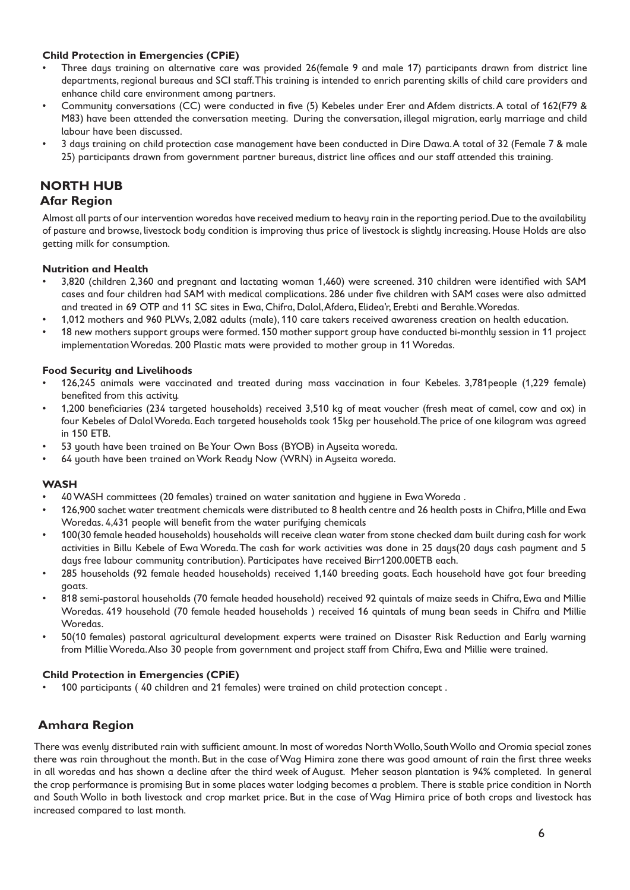#### Child Protection in Emergencies (CPiE)

- Three days training on alternative care was provided 26(female 9 and male 17) participants drawn from district line departments, regional bureaus and SCI staff. This training is intended to enrich parenting skills of child care providers and enhance child care environment among partners.
- Community conversations (CC) were conducted in five (5) Kebeles under Erer and Afdem districts. A total of 162(F79 & M83) have been attended the conversation meeting. During the conversation, illegal migration, early marriage and child labour have been discussed.
- 3 days training on child protection case management have been conducted in Dire Dawa. A total of 32 (Female 7 & male 25) participants drawn from government partner bureaus, district line offices and our staff attended this training.

## NORTH HUB

### Afar Region

Almost all parts of our intervention woredas have received medium to heavy rain in the reporting period. Due to the availability of pasture and browse, livestock body condition is improving thus price of livestock is slightly increasing. House Holds are also getting milk for consumption.

#### Nutrition and Health

- 3,820 (children 2,360 and pregnant and lactating woman 1,460) were screened. 310 children were identified with SAM cases and four children had SAM with medical complications. 286 under five children with SAM cases were also admitted and treated in 69 OTP and 11 SC sites in Ewa, Chifra, Dalol, Afdera, Elidea'r, Erebti and Berahle. Woredas.
- 1,012 mothers and 960 PLWs, 2,082 adults (male), 110 care takers received awareness creation on health education.
- 18 new mothers support groups were formed. 150 mother support group have conducted bi-monthly session in 11 project implementation Woredas. 200 Plastic mats were provided to mother group in 11 Woredas.

#### Food Security and Livelihoods

- 126,245 animals were vaccinated and treated during mass vaccination in four Kebeles. 3,781people (1,229 female) benefited from this activity.
- 1,200 beneficiaries (234 targeted households) received 3,510 kg of meat voucher (fresh meat of camel, cow and ox) in four Kebeles of Dalol Woreda. Each targeted households took 15kg per household. The price of one kilogram was agreed in 150 ETB.
- 53 youth have been trained on Be Your Own Boss (BYOB) in Ayseita woreda.
- 64 youth have been trained on Work Ready Now (WRN) in Ayseita woreda.

#### WASH

- 40 WASH committees (20 females) trained on water sanitation and hygiene in Ewa Woreda .
- 126,900 sachet water treatment chemicals were distributed to 8 health centre and 26 health posts in Chifra, Mille and Ewa Woredas. 4,431 people will benefit from the water purifying chemicals
- 100(30 female headed households) households will receive clean water from stone checked dam built during cash for work activities in Billu Kebele of Ewa Woreda. The cash for work activities was done in 25 days(20 days cash payment and 5 days free labour community contribution). Participates have received Birr1200.00ETB each.
- 285 households (92 female headed households) received 1,140 breeding goats. Each household have got four breeding goats.
- 818 semi-pastoral households (70 female headed household) received 92 quintals of maize seeds in Chifra, Ewa and Millie Woredas. 419 household (70 female headed households ) received 16 quintals of mung bean seeds in Chifra and Millie Woredas.
- 50(10 females) pastoral agricultural development experts were trained on Disaster Risk Reduction and Early warning from Millie Woreda. Also 30 people from government and project staff from Chifra, Ewa and Millie were trained.

#### Child Protection in Emergencies (CPiE)

- 100 participants ( 40 children and 21 females) were trained on child protection concept .

### Amhara Region

There was evenly distributed rain with sufficient amount. In most of woredas North Wollo, South Wollo and Oromia special zones there was rain throughout the month. But in the case of Wag Himira zone there was good amount of rain the first three weeks in all woredas and has shown a decline after the third week of August. Meher season plantation is 94% completed. In general the crop performance is promising But in some places water lodging becomes a problem. There is stable price condition in North and South Wollo in both livestock and crop market price. But in the case of Wag Himira price of both crops and livestock has increased compared to last month.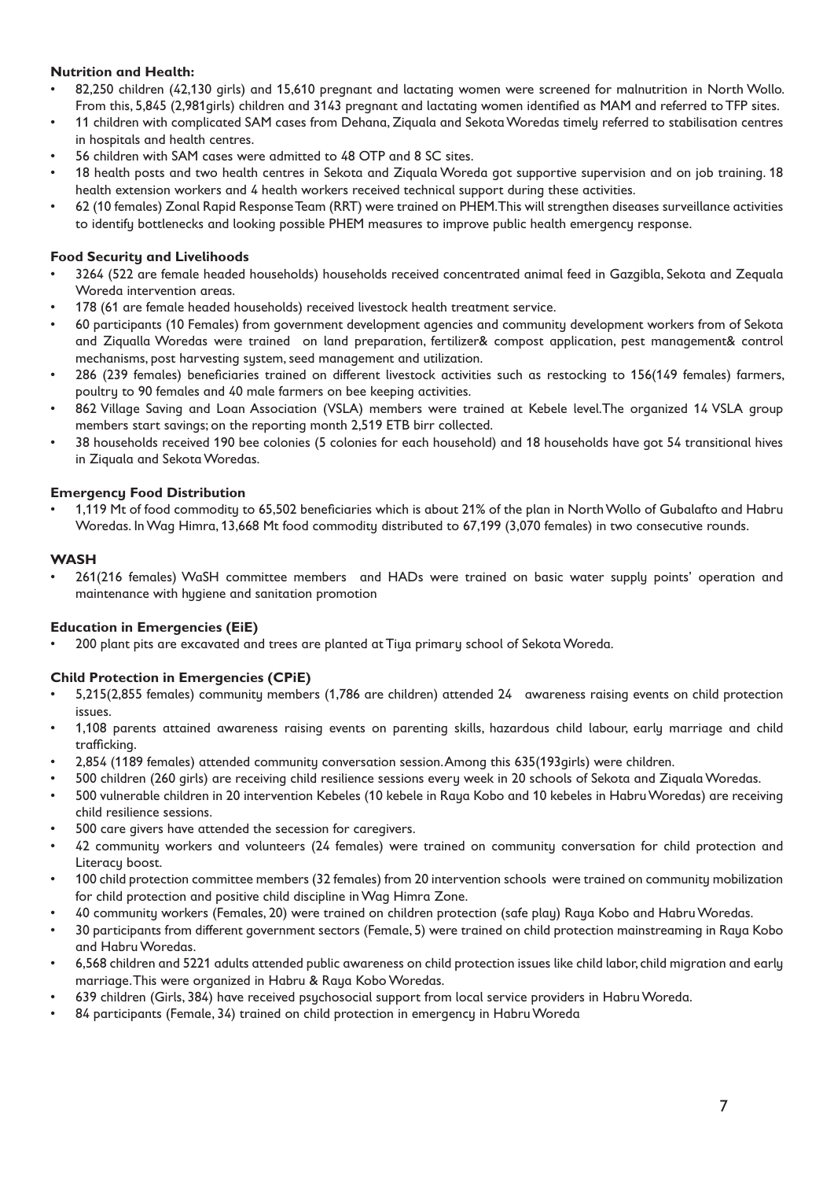**Nutrition and Health:**

- 82,250 children (42,130 girls) and 15,610 pregnant and lactating women were screened for malnutrition in North Wollo. From this, 5,845 (2,981girls) children and 3143 pregnant and lactating women identified as MAM and referred to TFP sites.
- 11 children with complicated SAM cases from Dehana, Ziquala and Sekota Woredas timely referred to stabilisation centres in hospitals and health centres.
- 56 children with SAM cases were admitted to 48 OTP and 8 SC sites.
- 18 health posts and two health centres in Sekota and Ziquala Woreda got supportive supervision and on job training. 18 health extension workers and 4 health workers received technical support during these activities.
- 62 (10 females) Zonal Rapid Response Team (RRT) were trained on PHEM. This will strengthen diseases surveillance activities to identify bottlenecks and looking possible PHEM measures to improve public health emergency response.

**Food Security and Livelihoods**

- 3264 (522 are female headed households) households received concentrated animal feed in Gazgibla, Sekota and Zequala Woreda intervention areas.
- 178 (61 are female headed households) received livestock health treatment service.
- 60 participants (10 Females) from government development agencies and community development workers from of Sekota and Ziqualla Woredas were trained on land preparation, fertilizer& compost application, pest management& control mechanisms, post harvesting system, seed management and utilization.
- 286 (239 females) beneficiaries trained on different livestock activities such as restocking to 156(149 females) farmers, poultry to 90 females and 40 male farmers on bee keeping activities.
- 862 Village Saving and Loan Association (VSLA) members were trained at Kebele level. The organized 14 VSLA group members start savings; on the reporting month 2,519 ETB birr collected.
- 38 households received 190 bee colonies (5 colonies for each household) and 18 households have got 54 transitional hives in Ziquala and Sekota Woredas.

**Emergency Food Distribution**

- 1,119 Mt of food commodity to 65,502 beneficiaries which is about 21% of the plan in North Wollo of Gubalafto and Habru Woredas. In Wag Himra, 13,668 Mt food commodity distributed to 67,199 (3,070 females) in two consecutive rounds.

**WASH**

- 261(216 females) WaSH committee members and HADs were trained on basic water supply points' operation and maintenance with hygiene and sanitation promotion

**Education in Emergencies (EiE)**

- 200 plant pits are excavated and trees are planted at Tiya primary school of Sekota Woreda.

**Child Protection in Emergencies (CPiE)**

- 5,215(2,855 females) community members (1,786 are children) attended 24 awareness raising events on child protection issues.
- 1,108 parents attained awareness raising events on parenting skills, hazardous child labour, early marriage and child trafficking.
- 2,854 (1189 females) attended community conversation session. Among this 635(193girls) were children.
- 500 children (260 girls) are receiving child resilience sessions every week in 20 schools of Sekota and Ziquala Woredas.
- 500 vulnerable children in 20 intervention Kebeles (10 kebele in Raya Kobo and 10 kebeles in Habru Woredas) are receiving child resilience sessions.
- 500 care givers have attended the secession for caregivers.
- 42 community workers and volunteers (24 females) were trained on community conversation for child protection and Literacy boost.
- 100 child protection committee members (32 females) from 20 intervention schools were trained on community mobilization for child protection and positive child discipline in Wag Himra Zone.
- 40 community workers (Females, 20) were trained on children protection (safe play) Raya Kobo and Habru Woredas.
- 30 participants from different government sectors (Female, 5) were trained on child protection mainstreaming in Raya Kobo and Habru Woredas.
- 6,568 children and 5221 adults attended public awareness on child protection issues like child labor, child migration and early marriage. This were organized in Habru & Raya Kobo Woredas.
- 639 children (Girls, 384) have received psychosocial support from local service providers in Habru Woreda.
- 84 participants (Female, 34) trained on child protection in emergency in Habru Woreda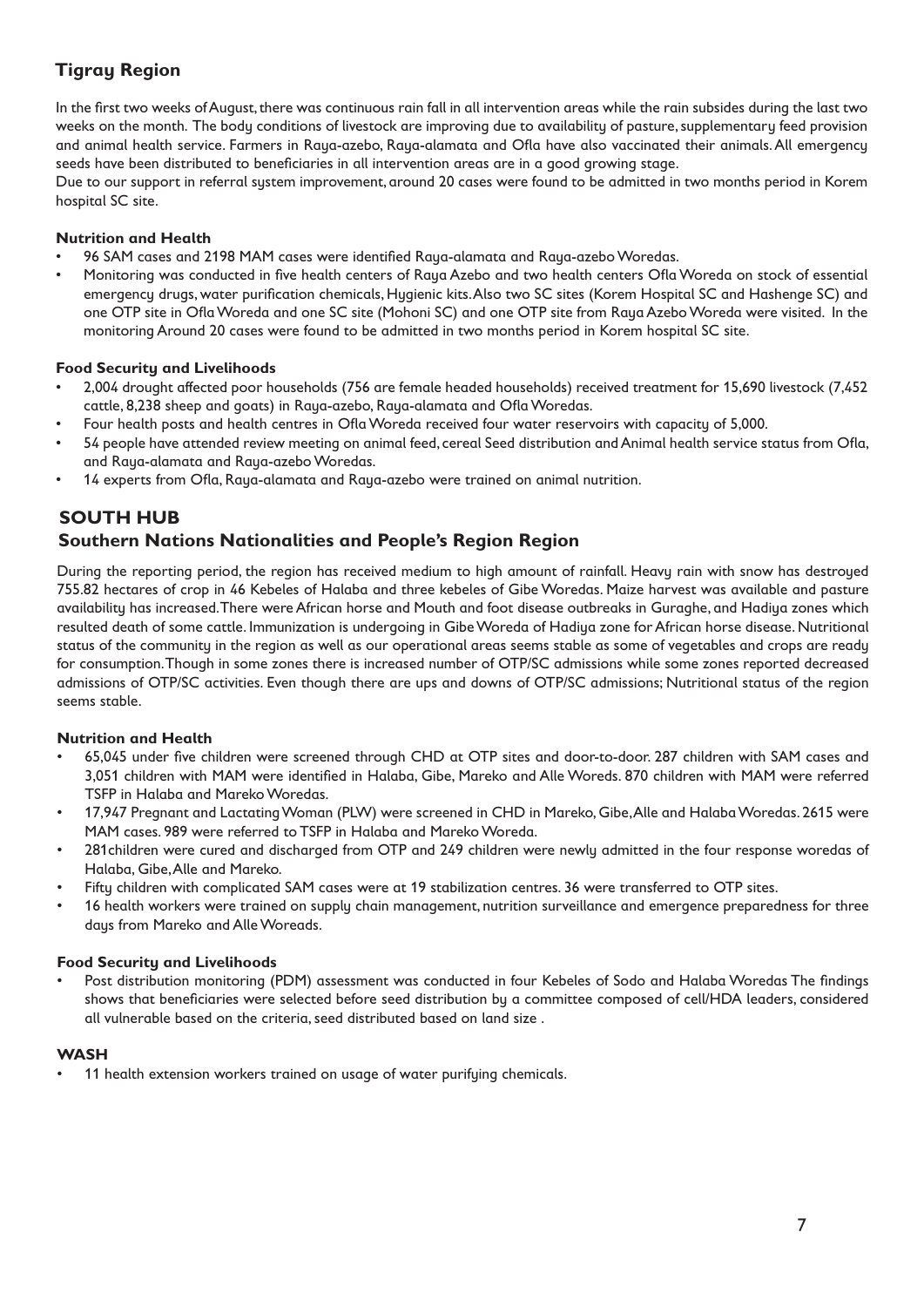## Tigray Region

In the first two weeks of August, there was continuous rain fall in all intervention areas while the rain subsides during the last two weeks on the month. The body conditions of livestock are improving due to availability of pasture, supplementary feed provision and animal health service. Farmers in Raya-azebo, Raya-alamata and Ofla have also vaccinated their animals. All emergency seeds have been distributed to beneficiaries in all intervention areas are in a good growing stage.

Due to our support in referral system improvement, around 20 cases were found to be admitted in two months period in Korem hospital SC site.

### Nutrition and Health

- 96 SAM cases and 2198 MAM cases were identified Raya-alamata and Raya-azebo Woredas.
- Monitoring was conducted in five health centers of Raya Azebo and two health centers Ofla Woreda on stock of essential emergency drugs, water purification chemicals, Hygienic kits. Also two SC sites (Korem Hospital SC and Hashenge SC) and one OTP site in Ofla Woreda and one SC site (Mohoni SC) and one OTP site from Raya Azebo Woreda were visited. In the monitoring Around 20 cases were found to be admitted in two months period in Korem hospital SC site.

### Food Security and Livelihoods

- 2,004 drought affected poor households (756 are female headed households) received treatment for 15,690 livestock (7,452 cattle, 8,238 sheep and goats) in Raya-azebo, Raya-alamata and Ofla Woredas.
- Four health posts and health centres in Ofla Woreda received four water reservoirs with capacity of 5,000.
- 54 people have attended review meeting on animal feed, cereal Seed distribution and Animal health service status from Ofla, and Raya-alamata and Raya-azebo Woredas.
- 14 experts from Ofla, Raya-alamata and Raya-azebo were trained on animal nutrition.

## SOUTH HUB

## Southern Nations Nationalities and People's Region Region

During the reporting period, the region has received medium to high amount of rainfall. Heavy rain with snow has destroyed 755.82 hectares of crop in 46 Kebeles of Halaba and three kebeles of Gibe Woredas. Maize harvest was available and pasture availability has increased. There were African horse and Mouth and foot disease outbreaks in Guraghe, and Hadiya zones which resulted death of some cattle. Immunization is undergoing in Gibe Woreda of Hadiya zone for African horse disease. Nutritional status of the community in the region as well as our operational areas seems stable as some of vegetables and crops are ready for consumption. Though in some zones there is increased number of OTP/SC admissions while some zones reported decreased admissions of OTP/SC activities. Even though there are ups and downs of OTP/SC admissions; Nutritional status of the region seems stable.

### Nutrition and Health

- 65,045 under five children were screened through CHD at OTP sites and door-to-door. 287 children with SAM cases and 3,051 children with MAM were identified in Halaba, Gibe, Mareko and Alle Woreds. 870 children with MAM were referred TSFP in Halaba and Mareko Woredas.
- 17,947 Pregnant and Lactating Woman (PLW) were screened in CHD in Mareko, Gibe, Alle and Halaba Woredas. 2615 were MAM cases. 989 were referred to TSFP in Halaba and Mareko Woreda.
- 281children were cured and discharged from OTP and 249 children were newly admitted in the four response woredas of Halaba, Gibe, Alle and Mareko.
- Fifty children with complicated SAM cases were at 19 stabilization centres. 36 were transferred to OTP sites.
- 16 health workers were trained on supply chain management, nutrition surveillance and emergence preparedness for three days from Mareko and Alle Woreads.

### Food Security and Livelihoods

- Post distribution monitoring (PDM) assessment was conducted in four Kebeles of Sodo and Halaba Woredas The findings shows that beneficiaries were selected before seed distribution by a committee composed of cell/HDA leaders, considered all vulnerable based on the criteria, seed distributed based on land size .

### WASH

- 11 health extension workers trained on usage of water purifying chemicals.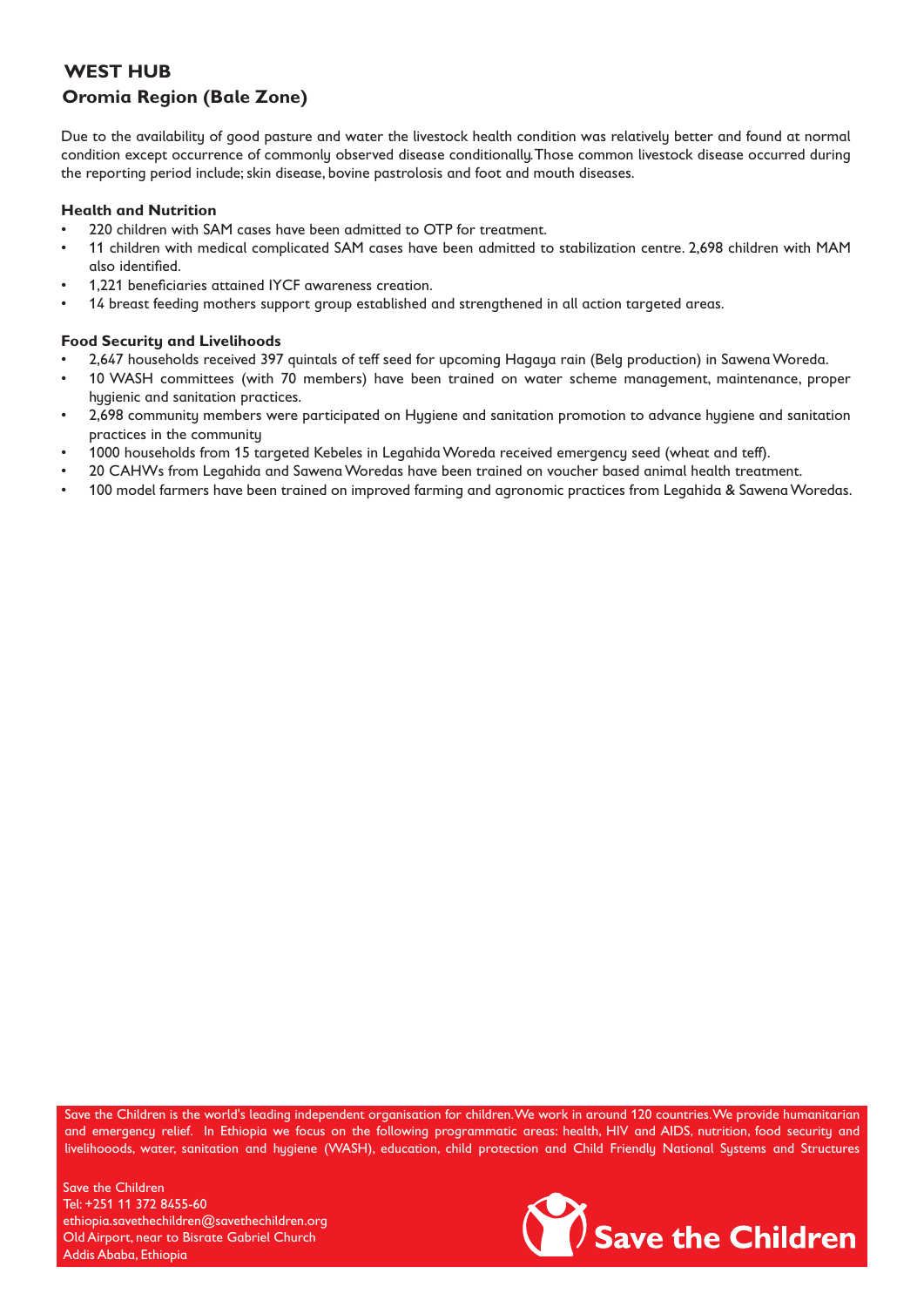## WEST HUB

### Oromia Region (Bale Zone)

Due to the availability of good pasture and water the livestock health condition was relatively better and found at normal condition except occurrence of commonly observed disease conditionally. Those common livestock disease occurred during the reporting period include; skin disease, bovine pastrolosis and foot and mouth diseases.

**Health and Nutrition**

- 220 children with SAM cases have been admitted to OTP for treatment.
- 11 children with medical complicated SAM cases have been admitted to stabilization centre. 2,698 children with MAM also identified.
- 1,221 beneficiaries attained IYCF awareness creation.
- 14 breast feeding mothers support group established and strengthened in all action targeted areas.

**Food Security and Livelihoods**

- 2,647 households received 397 quintals of teff seed for upcoming Hagaya rain (Belg production) in Sawena Woreda.
- 10 WASH committees (with 70 members) have been trained on water scheme management, maintenance, proper hygienic and sanitation practices.
- 2,698 community members were participated on Hygiene and sanitation promotion to advance hygiene and sanitation practices in the community
- 1000 households from 15 targeted Kebeles in Legahida Woreda received emergency seed (wheat and teff).
- 20 CAHWs from Legahida and Sawena Woredas have been trained on voucher based animal health treatment.
- 100 model farmers have been trained on improved farming and agronomic practices from Legahida & Sawena Woredas.

Save the Children is the world's leading independent organisation for children. We work in around 120 countries. We provide humanitarian and emergency relief. In Ethiopia we focus on the following programmatic areas: health, HIV and AIDS, nutrition, food security and livelihooods, water, sanitation and hygiene (WASH), education, child protection and Child Friendly National Systems and Structures

Save the Children
Tel: +251 11 372 8455-60
ethiopia.savethechildren@savethechildren.org
Old Airport, near to Bisrate Gabriel Church
Addis Ababa, Ethiopia

Save the Children